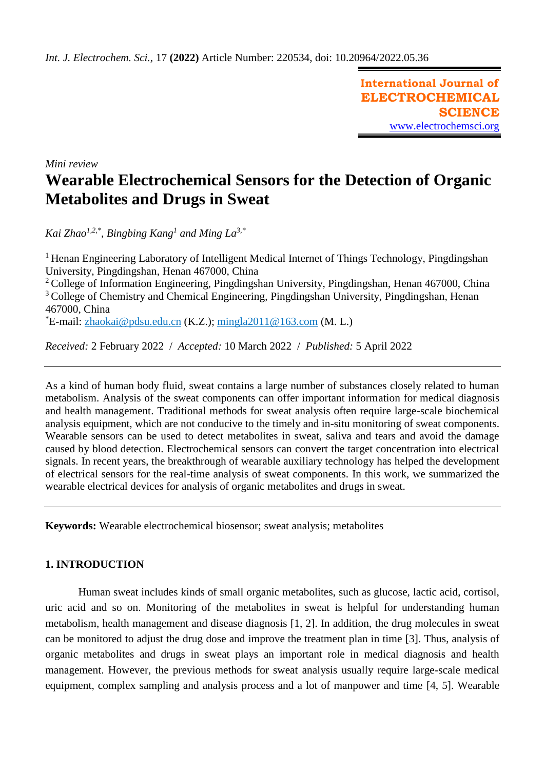*Int. J. Electrochem. Sci.*, 17 **(2022)** Article Number: 220534, doi: 10.20964/2022.05.36

**International Journal of ELECTROCHEMICAL SCIENCE**
www.electrochemsci.org

*Mini review*

# Wearable Electrochemical Sensors for the Detection of Organic Metabolites and Drugs in Sweat

*Kai Zhao[1,2,*], Bingbing Kang[1] and Ming La[3,*]*

[1] Henan Engineering Laboratory of Intelligent Medical Internet of Things Technology, Pingdingshan University, Pingdingshan, Henan 467000, China
[2] College of Information Engineering, Pingdingshan University, Pingdingshan, Henan 467000, China
[3] College of Chemistry and Chemical Engineering, Pingdingshan University, Pingdingshan, Henan 467000, China
[*]E-mail: zhaokai@pdsu.edu.cn (K.Z.); mingla2011@163.com (M. L.)

*Received:* 2 February 2022 / *Accepted:* 10 March 2022 / *Published:* 5 April 2022

---

As a kind of human body fluid, sweat contains a large number of substances closely related to human metabolism. Analysis of the sweat components can offer important information for medical diagnosis and health management. Traditional methods for sweat analysis often require large-scale biochemical analysis equipment, which are not conducive to the timely and in-situ monitoring of sweat components. Wearable sensors can be used to detect metabolites in sweat, saliva and tears and avoid the damage caused by blood detection. Electrochemical sensors can convert the target concentration into electrical signals. In recent years, the breakthrough of wearable auxiliary technology has helped the development of electrical sensors for the real-time analysis of sweat components. In this work, we summarized the wearable electrical devices for analysis of organic metabolites and drugs in sweat.

---

**Keywords:** Wearable electrochemical biosensor; sweat analysis; metabolites

## 1. INTRODUCTION

Human sweat includes kinds of small organic metabolites, such as glucose, lactic acid, cortisol, uric acid and so on. Monitoring of the metabolites in sweat is helpful for understanding human metabolism, health management and disease diagnosis [1, 2]. In addition, the drug molecules in sweat can be monitored to adjust the drug dose and improve the treatment plan in time [3]. Thus, analysis of organic metabolites and drugs in sweat plays an important role in medical diagnosis and health management. However, the previous methods for sweat analysis usually require large-scale medical equipment, complex sampling and analysis process and a lot of manpower and time [4, 5]. Wearable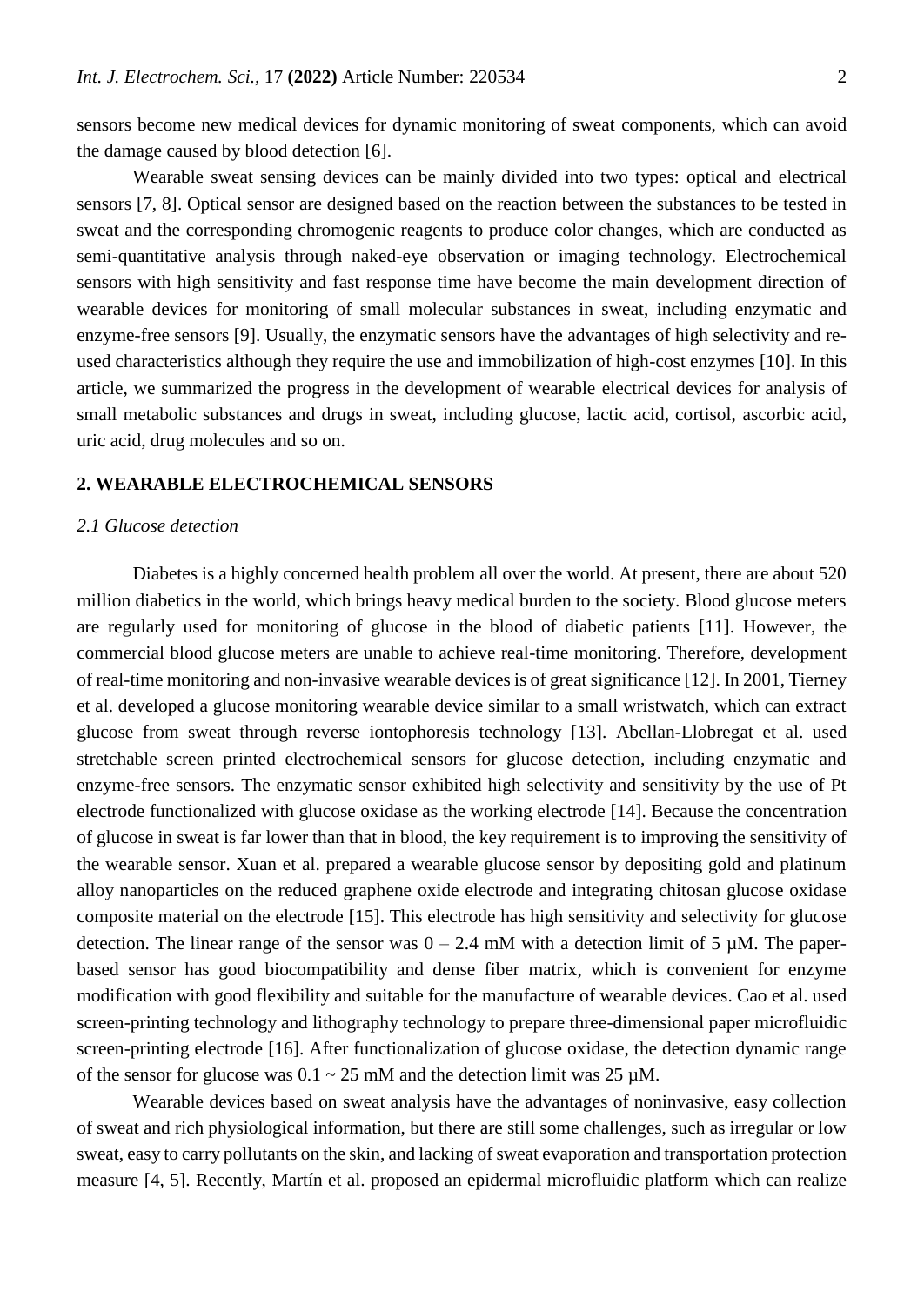sensors become new medical devices for dynamic monitoring of sweat components, which can avoid the damage caused by blood detection [6].

Wearable sweat sensing devices can be mainly divided into two types: optical and electrical sensors [7, 8]. Optical sensor are designed based on the reaction between the substances to be tested in sweat and the corresponding chromogenic reagents to produce color changes, which are conducted as semi-quantitative analysis through naked-eye observation or imaging technology. Electrochemical sensors with high sensitivity and fast response time have become the main development direction of wearable devices for monitoring of small molecular substances in sweat, including enzymatic and enzyme-free sensors [9]. Usually, the enzymatic sensors have the advantages of high selectivity and re-used characteristics although they require the use and immobilization of high-cost enzymes [10]. In this article, we summarized the progress in the development of wearable electrical devices for analysis of small metabolic substances and drugs in sweat, including glucose, lactic acid, cortisol, ascorbic acid, uric acid, drug molecules and so on.

## 2. WEARABLE ELECTROCHEMICAL SENSORS

### *2.1 Glucose detection*

Diabetes is a highly concerned health problem all over the world. At present, there are about 520 million diabetics in the world, which brings heavy medical burden to the society. Blood glucose meters are regularly used for monitoring of glucose in the blood of diabetic patients [11]. However, the commercial blood glucose meters are unable to achieve real-time monitoring. Therefore, development of real-time monitoring and non-invasive wearable devices is of great significance [12]. In 2001, Tierney et al. developed a glucose monitoring wearable device similar to a small wristwatch, which can extract glucose from sweat through reverse iontophoresis technology [13]. Abellan-Llobregat et al. used stretchable screen printed electrochemical sensors for glucose detection, including enzymatic and enzyme-free sensors. The enzymatic sensor exhibited high selectivity and sensitivity by the use of Pt electrode functionalized with glucose oxidase as the working electrode [14]. Because the concentration of glucose in sweat is far lower than that in blood, the key requirement is to improving the sensitivity of the wearable sensor. Xuan et al. prepared a wearable glucose sensor by depositing gold and platinum alloy nanoparticles on the reduced graphene oxide electrode and integrating chitosan glucose oxidase composite material on the electrode [15]. This electrode has high sensitivity and selectivity for glucose detection. The linear range of the sensor was 0 – 2.4 mM with a detection limit of 5 μM. The paper-based sensor has good biocompatibility and dense fiber matrix, which is convenient for enzyme modification with good flexibility and suitable for the manufacture of wearable devices. Cao et al. used screen-printing technology and lithography technology to prepare three-dimensional paper microfluidic screen-printing electrode [16]. After functionalization of glucose oxidase, the detection dynamic range of the sensor for glucose was 0.1 ~ 25 mM and the detection limit was 25 μM.

Wearable devices based on sweat analysis have the advantages of noninvasive, easy collection of sweat and rich physiological information, but there are still some challenges, such as irregular or low sweat, easy to carry pollutants on the skin, and lacking of sweat evaporation and transportation protection measure [4, 5]. Recently, Martín et al. proposed an epidermal microfluidic platform which can realize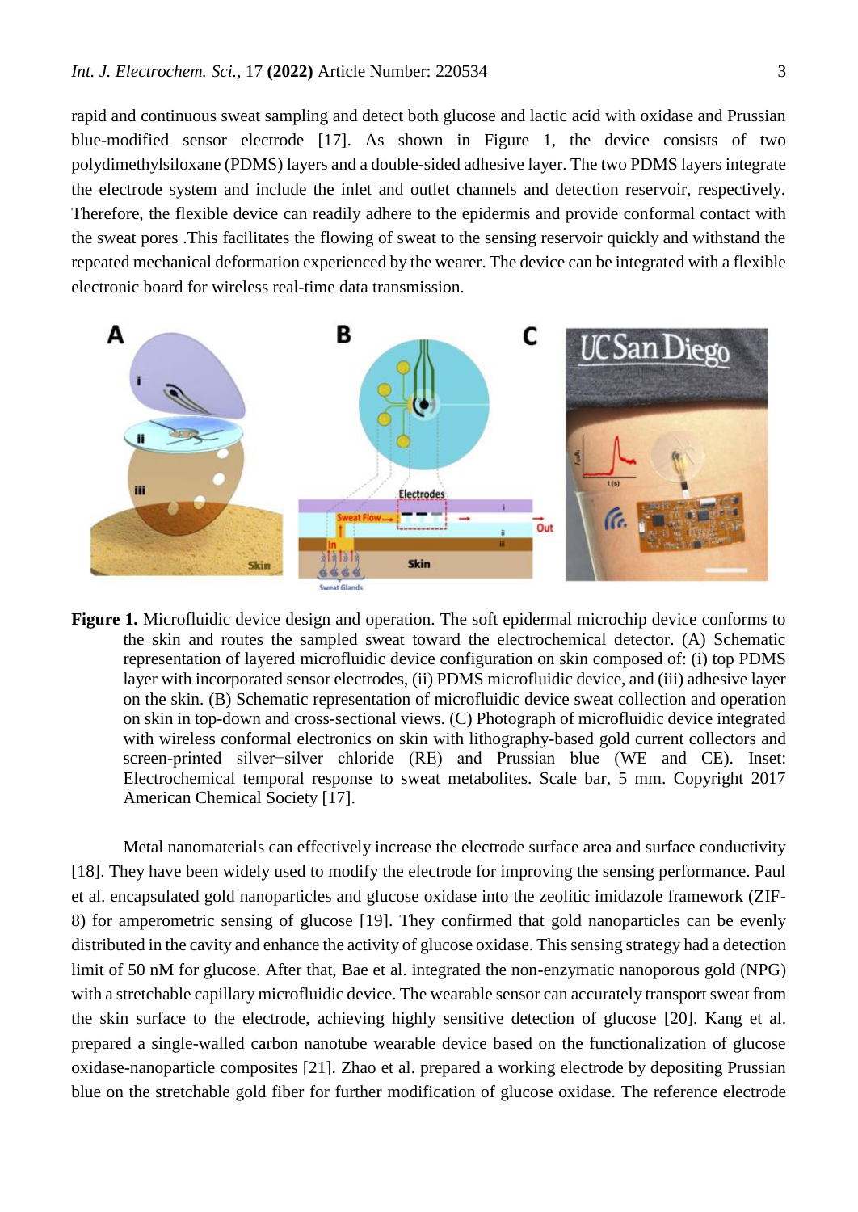rapid and continuous sweat sampling and detect both glucose and lactic acid with oxidase and Prussian blue-modified sensor electrode [17]. As shown in Figure 1, the device consists of two polydimethylsiloxane (PDMS) layers and a double-sided adhesive layer. The two PDMS layers integrate the electrode system and include the inlet and outlet channels and detection reservoir, respectively. Therefore, the flexible device can readily adhere to the epidermis and provide conformal contact with the sweat pores .This facilitates the flowing of sweat to the sensing reservoir quickly and withstand the repeated mechanical deformation experienced by the wearer. The device can be integrated with a flexible electronic board for wireless real-time data transmission.

**Figure 1.** Microfluidic device design and operation. The soft epidermal microchip device conforms to the skin and routes the sampled sweat toward the electrochemical detector. (A) Schematic representation of layered microfluidic device configuration on skin composed of: (i) top PDMS layer with incorporated sensor electrodes, (ii) PDMS microfluidic device, and (iii) adhesive layer on the skin. (B) Schematic representation of microfluidic device sweat collection and operation on skin in top-down and cross-sectional views. (C) Photograph of microfluidic device integrated with wireless conformal electronics on skin with lithography-based gold current collectors and screen-printed silver−silver chloride (RE) and Prussian blue (WE and CE). Inset: Electrochemical temporal response to sweat metabolites. Scale bar, 5 mm. Copyright 2017 American Chemical Society [17].

Metal nanomaterials can effectively increase the electrode surface area and surface conductivity [18]. They have been widely used to modify the electrode for improving the sensing performance. Paul et al. encapsulated gold nanoparticles and glucose oxidase into the zeolitic imidazole framework (ZIF-8) for amperometric sensing of glucose [19]. They confirmed that gold nanoparticles can be evenly distributed in the cavity and enhance the activity of glucose oxidase. This sensing strategy had a detection limit of 50 nM for glucose. After that, Bae et al. integrated the non-enzymatic nanoporous gold (NPG) with a stretchable capillary microfluidic device. The wearable sensor can accurately transport sweat from the skin surface to the electrode, achieving highly sensitive detection of glucose [20]. Kang et al. prepared a single-walled carbon nanotube wearable device based on the functionalization of glucose oxidase-nanoparticle composites [21]. Zhao et al. prepared a working electrode by depositing Prussian blue on the stretchable gold fiber for further modification of glucose oxidase. The reference electrode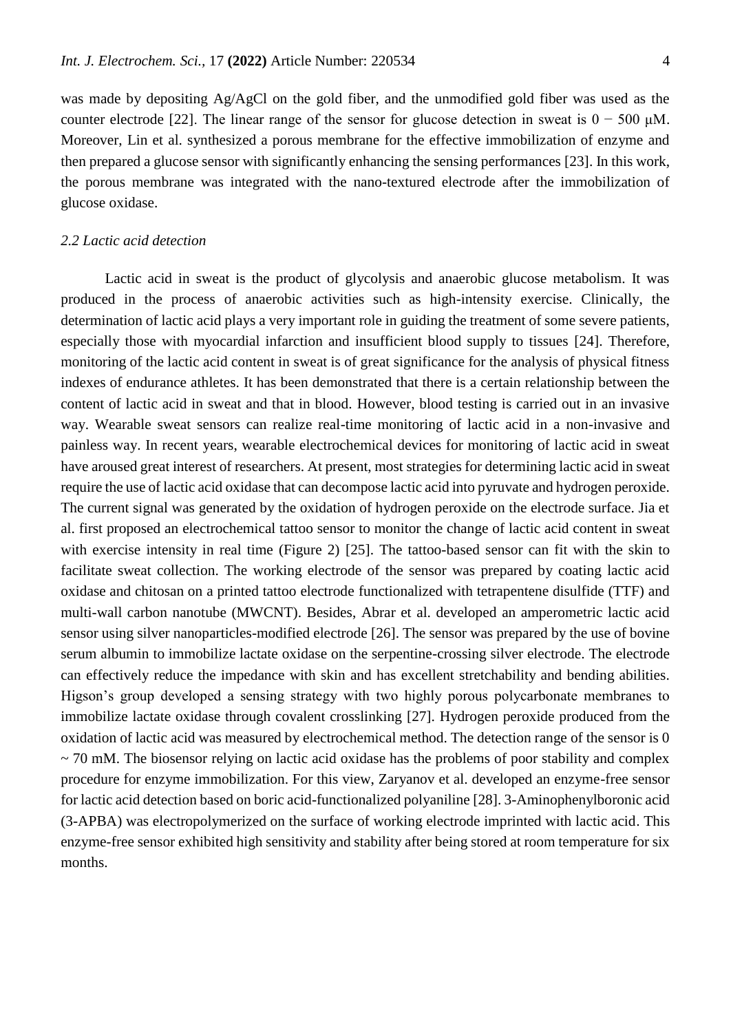was made by depositing Ag/AgCl on the gold fiber, and the unmodified gold fiber was used as the counter electrode [22]. The linear range of the sensor for glucose detection in sweat is 0 − 500 μM. Moreover, Lin et al. synthesized a porous membrane for the effective immobilization of enzyme and then prepared a glucose sensor with significantly enhancing the sensing performances [23]. In this work, the porous membrane was integrated with the nano-textured electrode after the immobilization of glucose oxidase.

### *2.2 Lactic acid detection*

Lactic acid in sweat is the product of glycolysis and anaerobic glucose metabolism. It was produced in the process of anaerobic activities such as high-intensity exercise. Clinically, the determination of lactic acid plays a very important role in guiding the treatment of some severe patients, especially those with myocardial infarction and insufficient blood supply to tissues [24]. Therefore, monitoring of the lactic acid content in sweat is of great significance for the analysis of physical fitness indexes of endurance athletes. It has been demonstrated that there is a certain relationship between the content of lactic acid in sweat and that in blood. However, blood testing is carried out in an invasive way. Wearable sweat sensors can realize real-time monitoring of lactic acid in a non-invasive and painless way. In recent years, wearable electrochemical devices for monitoring of lactic acid in sweat have aroused great interest of researchers. At present, most strategies for determining lactic acid in sweat require the use of lactic acid oxidase that can decompose lactic acid into pyruvate and hydrogen peroxide. The current signal was generated by the oxidation of hydrogen peroxide on the electrode surface. Jia et al. first proposed an electrochemical tattoo sensor to monitor the change of lactic acid content in sweat with exercise intensity in real time (Figure 2) [25]. The tattoo-based sensor can fit with the skin to facilitate sweat collection. The working electrode of the sensor was prepared by coating lactic acid oxidase and chitosan on a printed tattoo electrode functionalized with tetrapentene disulfide (TTF) and multi-wall carbon nanotube (MWCNT). Besides, Abrar et al. developed an amperometric lactic acid sensor using silver nanoparticles-modified electrode [26]. The sensor was prepared by the use of bovine serum albumin to immobilize lactate oxidase on the serpentine-crossing silver electrode. The electrode can effectively reduce the impedance with skin and has excellent stretchability and bending abilities. Higson's group developed a sensing strategy with two highly porous polycarbonate membranes to immobilize lactate oxidase through covalent crosslinking [27]. Hydrogen peroxide produced from the oxidation of lactic acid was measured by electrochemical method. The detection range of the sensor is 0 ~ 70 mM. The biosensor relying on lactic acid oxidase has the problems of poor stability and complex procedure for enzyme immobilization. For this view, Zaryanov et al. developed an enzyme-free sensor for lactic acid detection based on boric acid-functionalized polyaniline [28]. 3-Aminophenylboronic acid (3-APBA) was electropolymerized on the surface of working electrode imprinted with lactic acid. This enzyme-free sensor exhibited high sensitivity and stability after being stored at room temperature for six months.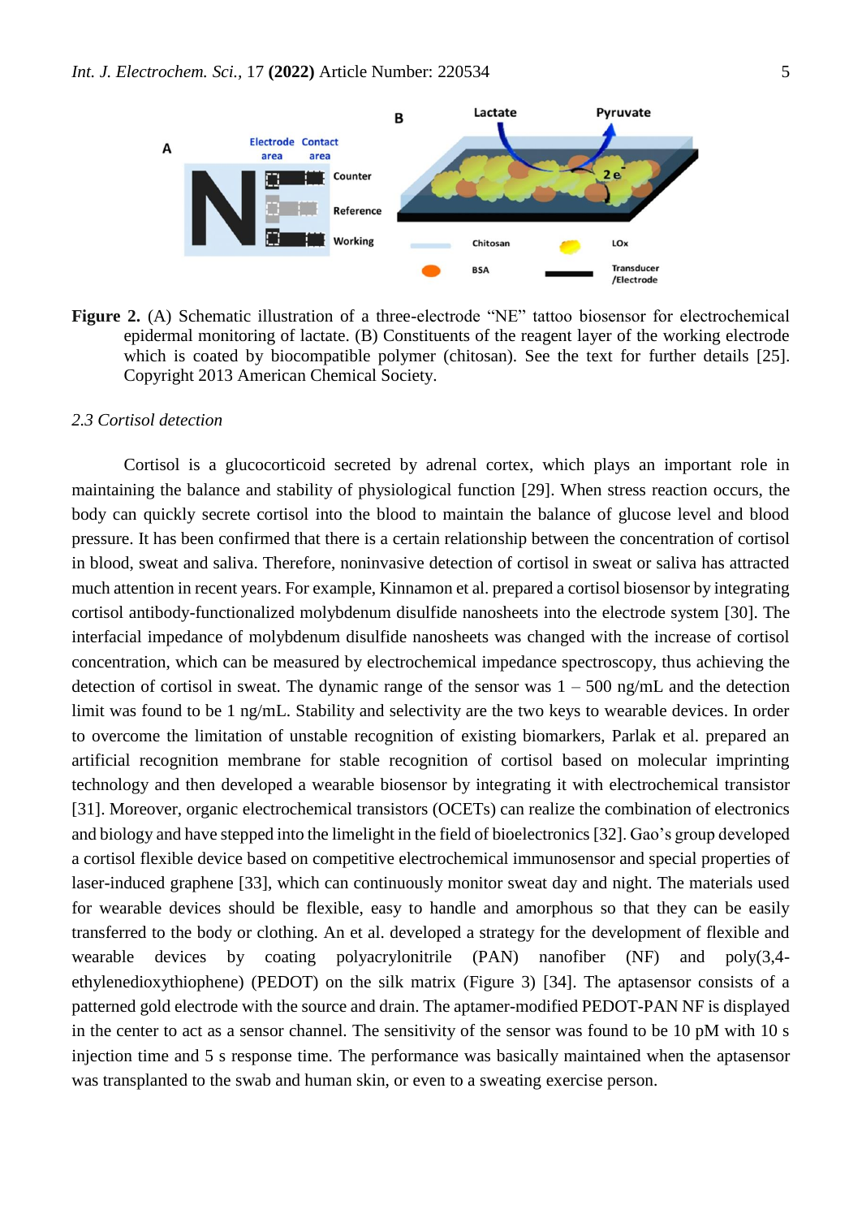**Figure 2.** (A) Schematic illustration of a three-electrode "NE" tattoo biosensor for electrochemical epidermal monitoring of lactate. (B) Constituents of the reagent layer of the working electrode which is coated by biocompatible polymer (chitosan). See the text for further details [25]. Copyright 2013 American Chemical Society.

### *2.3 Cortisol detection*

Cortisol is a glucocorticoid secreted by adrenal cortex, which plays an important role in maintaining the balance and stability of physiological function [29]. When stress reaction occurs, the body can quickly secrete cortisol into the blood to maintain the balance of glucose level and blood pressure. It has been confirmed that there is a certain relationship between the concentration of cortisol in blood, sweat and saliva. Therefore, noninvasive detection of cortisol in sweat or saliva has attracted much attention in recent years. For example, Kinnamon et al. prepared a cortisol biosensor by integrating cortisol antibody-functionalized molybdenum disulfide nanosheets into the electrode system [30]. The interfacial impedance of molybdenum disulfide nanosheets was changed with the increase of cortisol concentration, which can be measured by electrochemical impedance spectroscopy, thus achieving the detection of cortisol in sweat. The dynamic range of the sensor was 1 – 500 ng/mL and the detection limit was found to be 1 ng/mL. Stability and selectivity are the two keys to wearable devices. In order to overcome the limitation of unstable recognition of existing biomarkers, Parlak et al. prepared an artificial recognition membrane for stable recognition of cortisol based on molecular imprinting technology and then developed a wearable biosensor by integrating it with electrochemical transistor [31]. Moreover, organic electrochemical transistors (OCETs) can realize the combination of electronics and biology and have stepped into the limelight in the field of bioelectronics [32]. Gao's group developed a cortisol flexible device based on competitive electrochemical immunosensor and special properties of laser-induced graphene [33], which can continuously monitor sweat day and night. The materials used for wearable devices should be flexible, easy to handle and amorphous so that they can be easily transferred to the body or clothing. An et al. developed a strategy for the development of flexible and wearable devices by coating polyacrylonitrile (PAN) nanofiber (NF) and poly(3,4-ethylenedioxythiophene) (PEDOT) on the silk matrix (Figure 3) [34]. The aptasensor consists of a patterned gold electrode with the source and drain. The aptamer-modified PEDOT-PAN NF is displayed in the center to act as a sensor channel. The sensitivity of the sensor was found to be 10 pM with 10 s injection time and 5 s response time. The performance was basically maintained when the aptasensor was transplanted to the swab and human skin, or even to a sweating exercise person.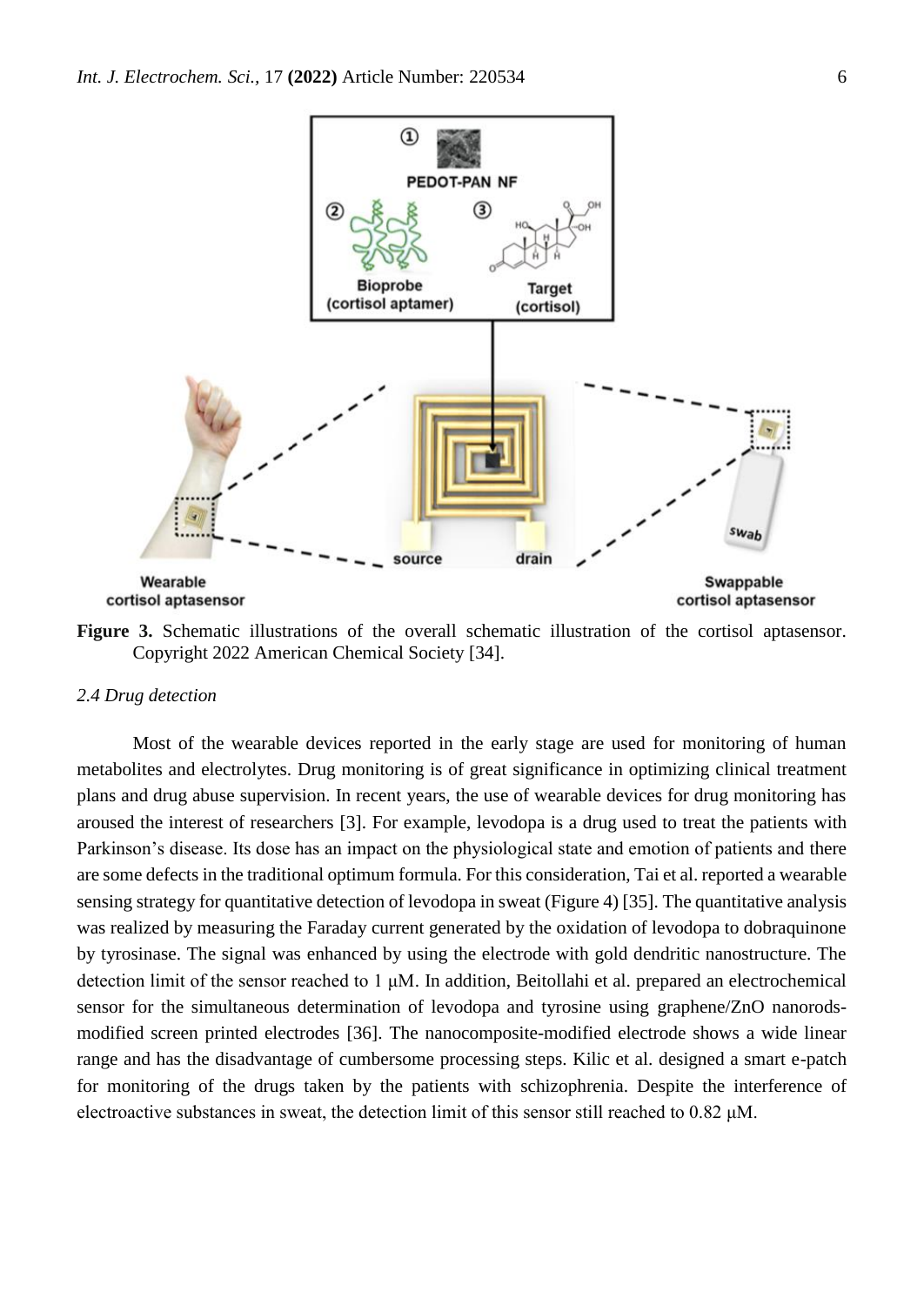**Figure 3.** Schematic illustrations of the overall schematic illustration of the cortisol aptasensor. Copyright 2022 American Chemical Society [34].

### *2.4 Drug detection*

Most of the wearable devices reported in the early stage are used for monitoring of human metabolites and electrolytes. Drug monitoring is of great significance in optimizing clinical treatment plans and drug abuse supervision. In recent years, the use of wearable devices for drug monitoring has aroused the interest of researchers [3]. For example, levodopa is a drug used to treat the patients with Parkinson's disease. Its dose has an impact on the physiological state and emotion of patients and there are some defects in the traditional optimum formula. For this consideration, Tai et al. reported a wearable sensing strategy for quantitative detection of levodopa in sweat (Figure 4) [35]. The quantitative analysis was realized by measuring the Faraday current generated by the oxidation of levodopa to dobraquinone by tyrosinase. The signal was enhanced by using the electrode with gold dendritic nanostructure. The detection limit of the sensor reached to 1 μM. In addition, Beitollahi et al. prepared an electrochemical sensor for the simultaneous determination of levodopa and tyrosine using graphene/ZnO nanorods-modified screen printed electrodes [36]. The nanocomposite-modified electrode shows a wide linear range and has the disadvantage of cumbersome processing steps. Kilic et al. designed a smart e-patch for monitoring of the drugs taken by the patients with schizophrenia. Despite the interference of electroactive substances in sweat, the detection limit of this sensor still reached to 0.82 μM.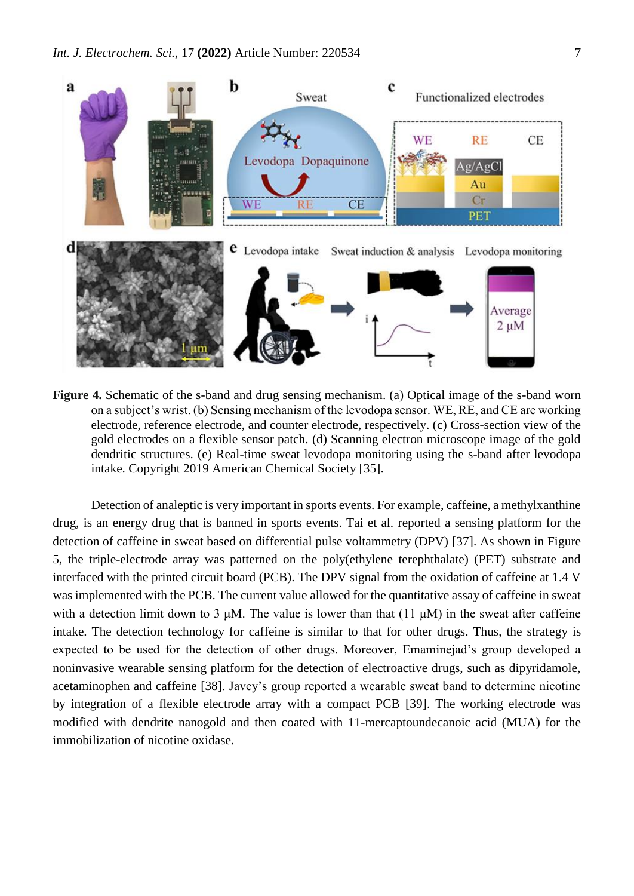**Figure 4.** Schematic of the s-band and drug sensing mechanism. (a) Optical image of the s-band worn on a subject's wrist. (b) Sensing mechanism of the levodopa sensor. WE, RE, and CE are working electrode, reference electrode, and counter electrode, respectively. (c) Cross-section view of the gold electrodes on a flexible sensor patch. (d) Scanning electron microscope image of the gold dendritic structures. (e) Real-time sweat levodopa monitoring using the s-band after levodopa intake. Copyright 2019 American Chemical Society [35].

Detection of analeptic is very important in sports events. For example, caffeine, a methylxanthine drug, is an energy drug that is banned in sports events. Tai et al. reported a sensing platform for the detection of caffeine in sweat based on differential pulse voltammetry (DPV) [37]. As shown in Figure 5, the triple-electrode array was patterned on the poly(ethylene terephthalate) (PET) substrate and interfaced with the printed circuit board (PCB). The DPV signal from the oxidation of caffeine at 1.4 V was implemented with the PCB. The current value allowed for the quantitative assay of caffeine in sweat with a detection limit down to 3 μM. The value is lower than that (11 μM) in the sweat after caffeine intake. The detection technology for caffeine is similar to that for other drugs. Thus, the strategy is expected to be used for the detection of other drugs. Moreover, Emaminejad's group developed a noninvasive wearable sensing platform for the detection of electroactive drugs, such as dipyridamole, acetaminophen and caffeine [38]. Javey's group reported a wearable sweat band to determine nicotine by integration of a flexible electrode array with a compact PCB [39]. The working electrode was modified with dendrite nanogold and then coated with 11-mercaptoundecanoic acid (MUA) for the immobilization of nicotine oxidase.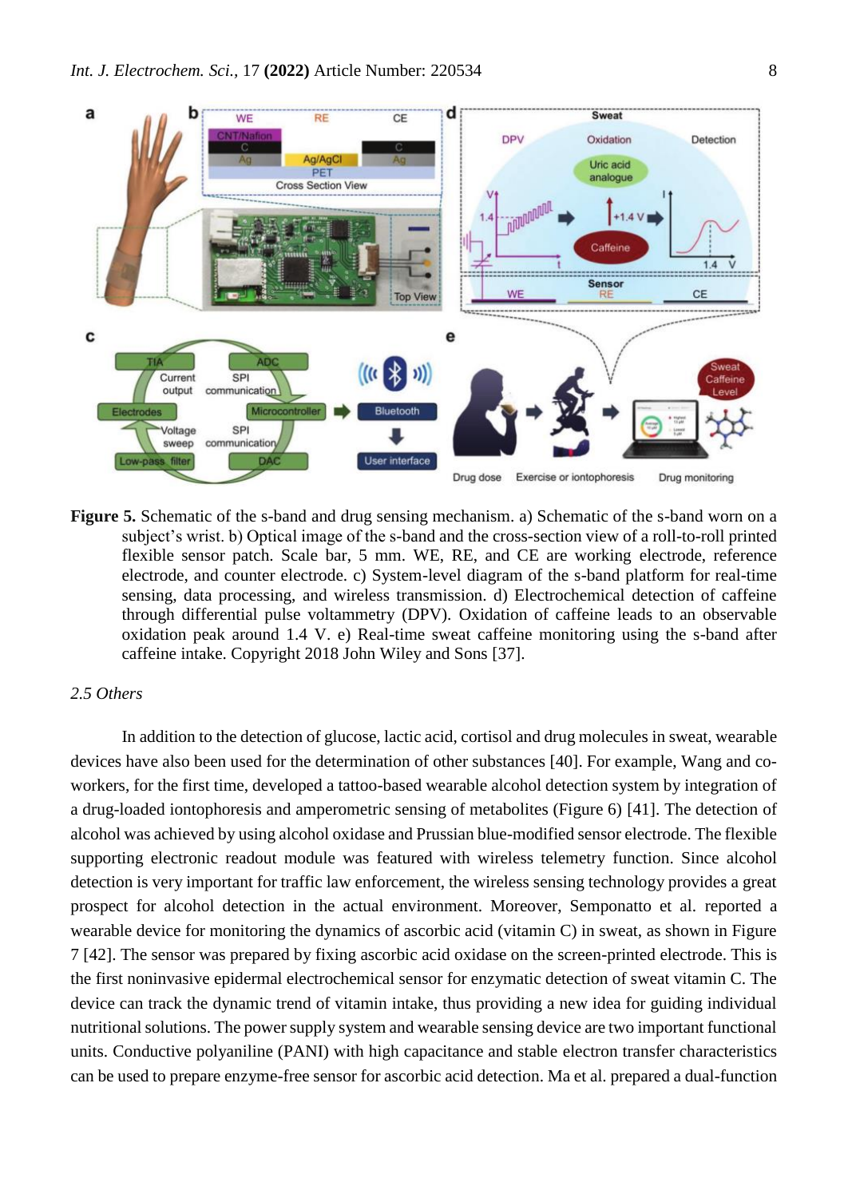**Figure 5.** Schematic of the s-band and drug sensing mechanism. a) Schematic of the s-band worn on a subject's wrist. b) Optical image of the s-band and the cross-section view of a roll-to-roll printed flexible sensor patch. Scale bar, 5 mm. WE, RE, and CE are working electrode, reference electrode, and counter electrode. c) System-level diagram of the s-band platform for real-time sensing, data processing, and wireless transmission. d) Electrochemical detection of caffeine through differential pulse voltammetry (DPV). Oxidation of caffeine leads to an observable oxidation peak around 1.4 V. e) Real-time sweat caffeine monitoring using the s-band after caffeine intake. Copyright 2018 John Wiley and Sons [37].

### *2.5 Others*

In addition to the detection of glucose, lactic acid, cortisol and drug molecules in sweat, wearable devices have also been used for the determination of other substances [40]. For example, Wang and co-workers, for the first time, developed a tattoo-based wearable alcohol detection system by integration of a drug-loaded iontophoresis and amperometric sensing of metabolites (Figure 6) [41]. The detection of alcohol was achieved by using alcohol oxidase and Prussian blue-modified sensor electrode. The flexible supporting electronic readout module was featured with wireless telemetry function. Since alcohol detection is very important for traffic law enforcement, the wireless sensing technology provides a great prospect for alcohol detection in the actual environment. Moreover, Semponatto et al. reported a wearable device for monitoring the dynamics of ascorbic acid (vitamin C) in sweat, as shown in Figure 7 [42]. The sensor was prepared by fixing ascorbic acid oxidase on the screen-printed electrode. This is the first noninvasive epidermal electrochemical sensor for enzymatic detection of sweat vitamin C. The device can track the dynamic trend of vitamin intake, thus providing a new idea for guiding individual nutritional solutions. The power supply system and wearable sensing device are two important functional units. Conductive polyaniline (PANI) with high capacitance and stable electron transfer characteristics can be used to prepare enzyme-free sensor for ascorbic acid detection. Ma et al. prepared a dual-function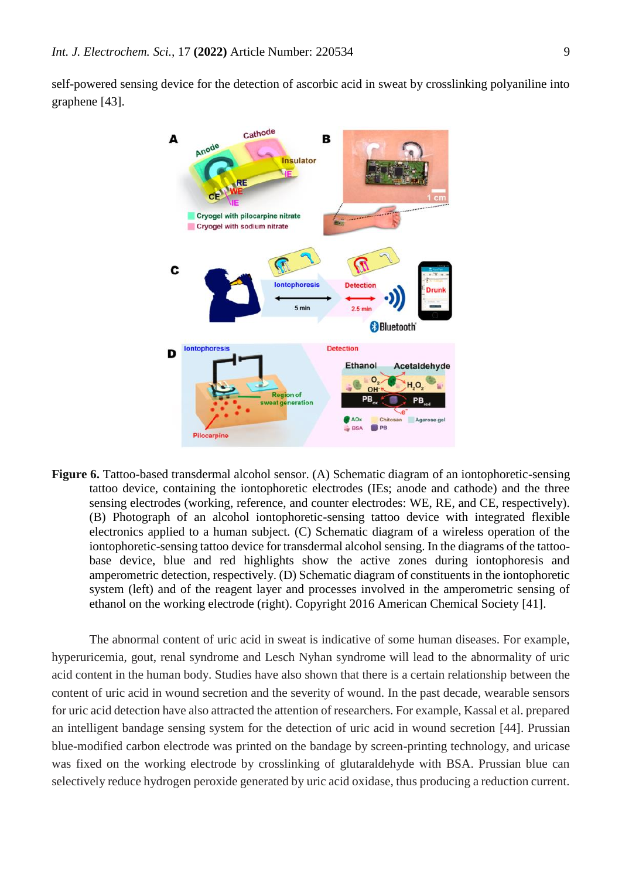self-powered sensing device for the detection of ascorbic acid in sweat by crosslinking polyaniline into graphene [43].

**Figure 6.** Tattoo-based transdermal alcohol sensor. (A) Schematic diagram of an iontophoretic-sensing tattoo device, containing the iontophoretic electrodes (IEs; anode and cathode) and the three sensing electrodes (working, reference, and counter electrodes: WE, RE, and CE, respectively). (B) Photograph of an alcohol iontophoretic-sensing tattoo device with integrated flexible electronics applied to a human subject. (C) Schematic diagram of a wireless operation of the iontophoretic-sensing tattoo device for transdermal alcohol sensing. In the diagrams of the tattoo-base device, blue and red highlights show the active zones during iontophoresis and amperometric detection, respectively. (D) Schematic diagram of constituents in the iontophoretic system (left) and of the reagent layer and processes involved in the amperometric sensing of ethanol on the working electrode (right). Copyright 2016 American Chemical Society [41].

The abnormal content of uric acid in sweat is indicative of some human diseases. For example, hyperuricemia, gout, renal syndrome and Lesch Nyhan syndrome will lead to the abnormality of uric acid content in the human body. Studies have also shown that there is a certain relationship between the content of uric acid in wound secretion and the severity of wound. In the past decade, wearable sensors for uric acid detection have also attracted the attention of researchers. For example, Kassal et al. prepared an intelligent bandage sensing system for the detection of uric acid in wound secretion [44]. Prussian blue-modified carbon electrode was printed on the bandage by screen-printing technology, and uricase was fixed on the working electrode by crosslinking of glutaraldehyde with BSA. Prussian blue can selectively reduce hydrogen peroxide generated by uric acid oxidase, thus producing a reduction current.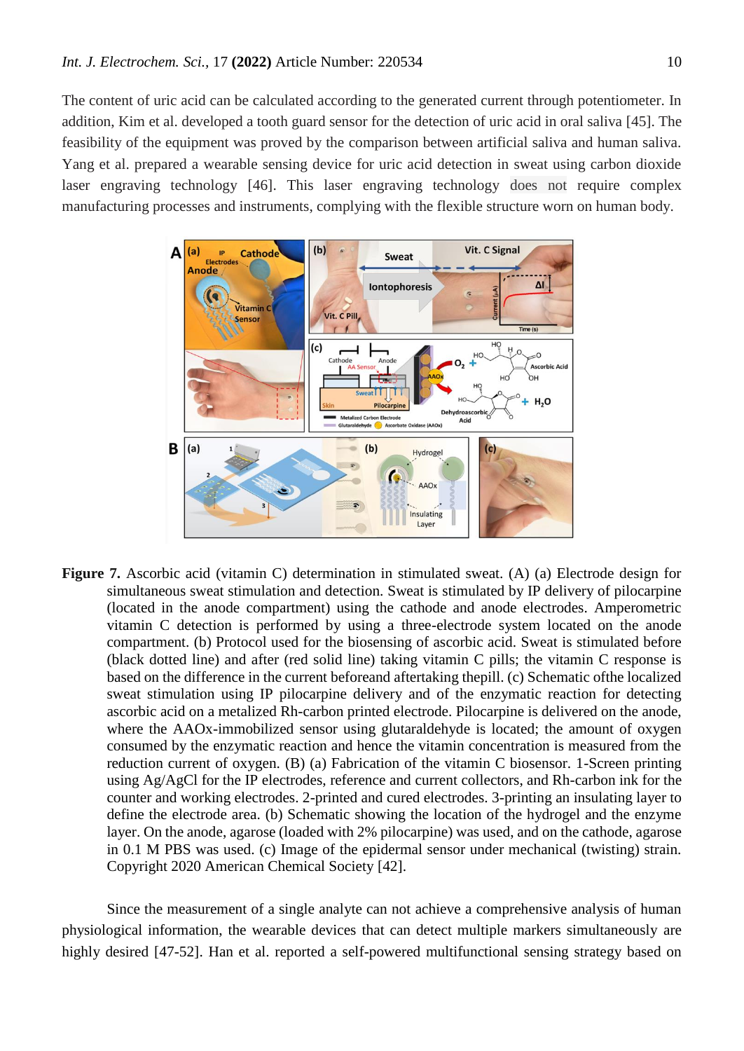The content of uric acid can be calculated according to the generated current through potentiometer. In addition, Kim et al. developed a tooth guard sensor for the detection of uric acid in oral saliva [45]. The feasibility of the equipment was proved by the comparison between artificial saliva and human saliva. Yang et al. prepared a wearable sensing device for uric acid detection in sweat using carbon dioxide laser engraving technology [46]. This laser engraving technology does not require complex manufacturing processes and instruments, complying with the flexible structure worn on human body.

**Figure 7.** Ascorbic acid (vitamin C) determination in stimulated sweat. (A) (a) Electrode design for simultaneous sweat stimulation and detection. Sweat is stimulated by IP delivery of pilocarpine (located in the anode compartment) using the cathode and anode electrodes. Amperometric vitamin C detection is performed by using a three-electrode system located on the anode compartment. (b) Protocol used for the biosensing of ascorbic acid. Sweat is stimulated before (black dotted line) and after (red solid line) taking vitamin C pills; the vitamin C response is based on the difference in the current beforeand aftertaking thepill. (c) Schematic ofthe localized sweat stimulation using IP pilocarpine delivery and of the enzymatic reaction for detecting ascorbic acid on a metalized Rh-carbon printed electrode. Pilocarpine is delivered on the anode, where the AAOx-immobilized sensor using glutaraldehyde is located; the amount of oxygen consumed by the enzymatic reaction and hence the vitamin concentration is measured from the reduction current of oxygen. (B) (a) Fabrication of the vitamin C biosensor. 1-Screen printing using Ag/AgCl for the IP electrodes, reference and current collectors, and Rh-carbon ink for the counter and working electrodes. 2-printed and cured electrodes. 3-printing an insulating layer to define the electrode area. (b) Schematic showing the location of the hydrogel and the enzyme layer. On the anode, agarose (loaded with 2% pilocarpine) was used, and on the cathode, agarose in 0.1 M PBS was used. (c) Image of the epidermal sensor under mechanical (twisting) strain. Copyright 2020 American Chemical Society [42].

Since the measurement of a single analyte can not achieve a comprehensive analysis of human physiological information, the wearable devices that can detect multiple markers simultaneously are highly desired [47-52]. Han et al. reported a self-powered multifunctional sensing strategy based on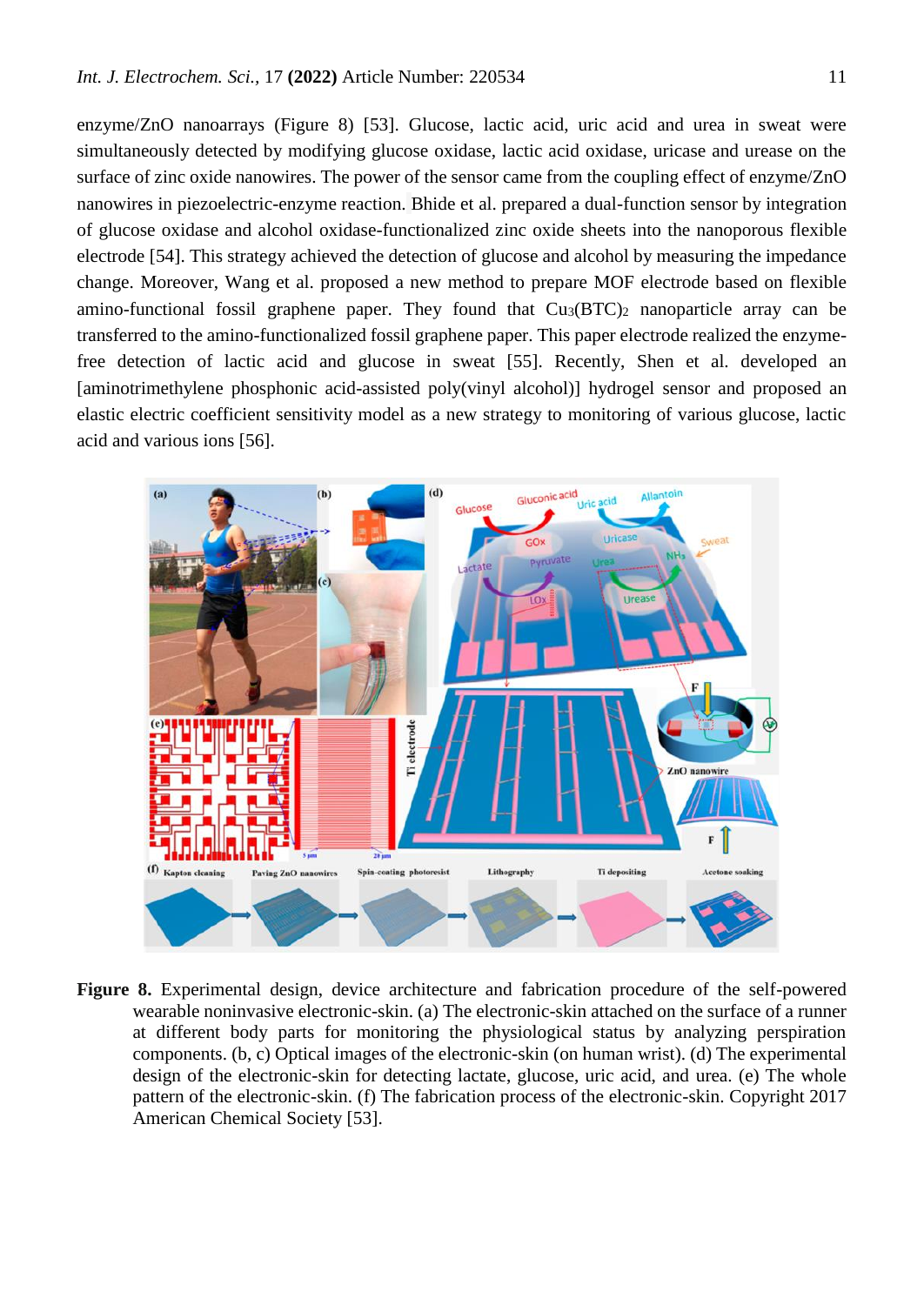enzyme/ZnO nanoarrays (Figure 8) [53]. Glucose, lactic acid, uric acid and urea in sweat were simultaneously detected by modifying glucose oxidase, lactic acid oxidase, uricase and urease on the surface of zinc oxide nanowires. The power of the sensor came from the coupling effect of enzyme/ZnO nanowires in piezoelectric-enzyme reaction. Bhide et al. prepared a dual-function sensor by integration of glucose oxidase and alcohol oxidase-functionalized zinc oxide sheets into the nanoporous flexible electrode [54]. This strategy achieved the detection of glucose and alcohol by measuring the impedance change. Moreover, Wang et al. proposed a new method to prepare MOF electrode based on flexible amino-functional fossil graphene paper. They found that $Cu_3(BTC)_2$ nanoparticle array can be transferred to the amino-functionalized fossil graphene paper. This paper electrode realized the enzyme-free detection of lactic acid and glucose in sweat [55]. Recently, Shen et al. developed an [aminotrimethylene phosphonic acid-assisted poly(vinyl alcohol)] hydrogel sensor and proposed an elastic electric coefficient sensitivity model as a new strategy to monitoring of various glucose, lactic acid and various ions [56].

**Figure 8.** Experimental design, device architecture and fabrication procedure of the self-powered wearable noninvasive electronic-skin. (a) The electronic-skin attached on the surface of a runner at different body parts for monitoring the physiological status by analyzing perspiration components. (b, c) Optical images of the electronic-skin (on human wrist). (d) The experimental design of the electronic-skin for detecting lactate, glucose, uric acid, and urea. (e) The whole pattern of the electronic-skin. (f) The fabrication process of the electronic-skin. Copyright 2017 American Chemical Society [53].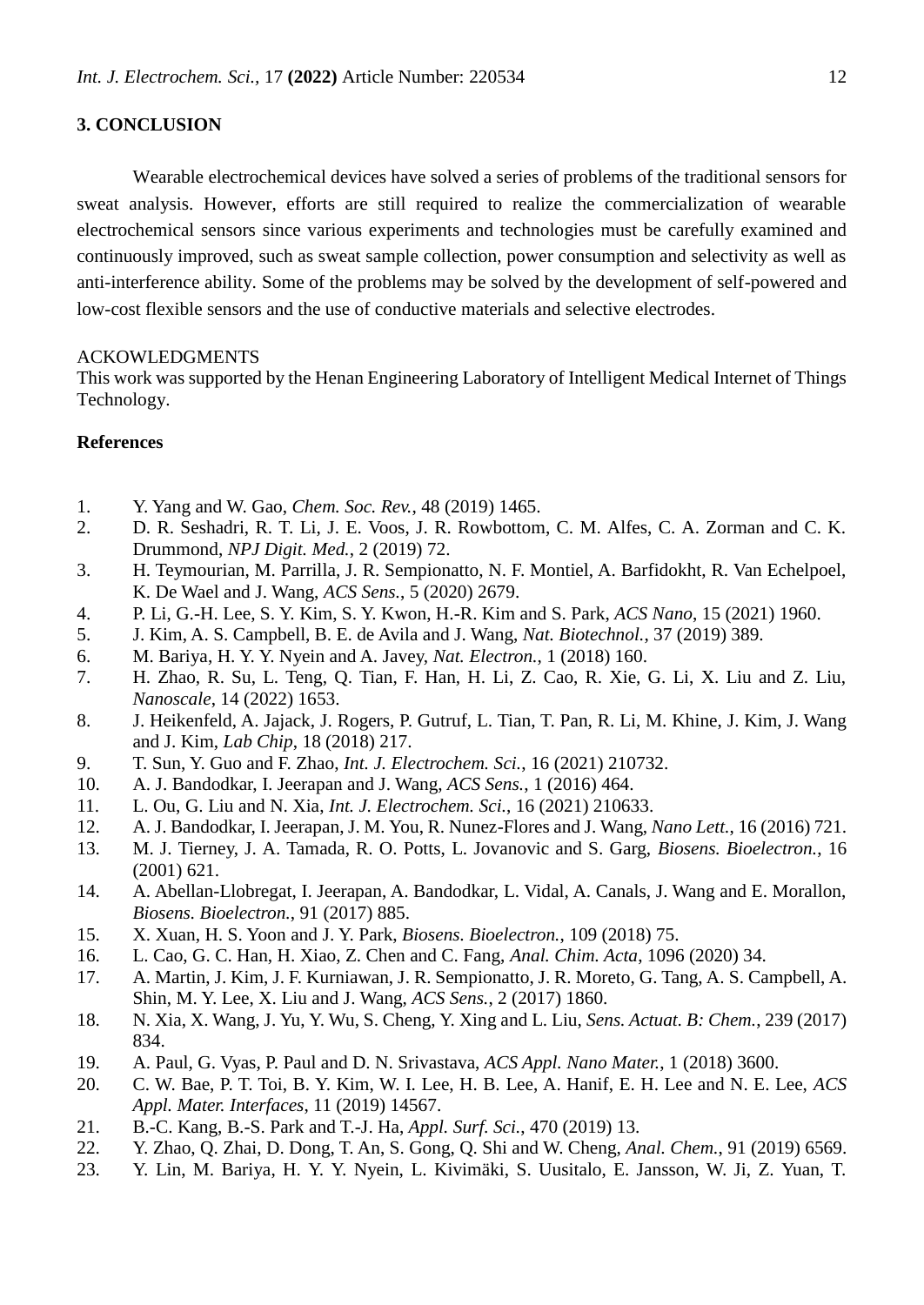## 3. CONCLUSION

Wearable electrochemical devices have solved a series of problems of the traditional sensors for sweat analysis. However, efforts are still required to realize the commercialization of wearable electrochemical sensors since various experiments and technologies must be carefully examined and continuously improved, such as sweat sample collection, power consumption and selectivity as well as anti-interference ability. Some of the problems may be solved by the development of self-powered and low-cost flexible sensors and the use of conductive materials and selective electrodes.

ACKOWLEDGMENTS

This work was supported by the Henan Engineering Laboratory of Intelligent Medical Internet of Things Technology.

## References

1. Y. Yang and W. Gao, *Chem. Soc. Rev.*, 48 (2019) 1465.
2. D. R. Seshadri, R. T. Li, J. E. Voos, J. R. Rowbottom, C. M. Alfes, C. A. Zorman and C. K. Drummond, *NPJ Digit. Med.*, 2 (2019) 72.
3. H. Teymourian, M. Parrilla, J. R. Sempionatto, N. F. Montiel, A. Barfidokht, R. Van Echelpoel, K. De Wael and J. Wang, *ACS Sens.*, 5 (2020) 2679.
4. P. Li, G.-H. Lee, S. Y. Kim, S. Y. Kwon, H.-R. Kim and S. Park, *ACS Nano*, 15 (2021) 1960.
5. J. Kim, A. S. Campbell, B. E. de Avila and J. Wang, *Nat. Biotechnol.*, 37 (2019) 389.
6. M. Bariya, H. Y. Y. Nyein and A. Javey, *Nat. Electron.*, 1 (2018) 160.
7. H. Zhao, R. Su, L. Teng, Q. Tian, F. Han, H. Li, Z. Cao, R. Xie, G. Li, X. Liu and Z. Liu, *Nanoscale*, 14 (2022) 1653.
8. J. Heikenfeld, A. Jajack, J. Rogers, P. Gutruf, L. Tian, T. Pan, R. Li, M. Khine, J. Kim, J. Wang and J. Kim, *Lab Chip*, 18 (2018) 217.
9. T. Sun, Y. Guo and F. Zhao, *Int. J. Electrochem. Sci.*, 16 (2021) 210732.
10. A. J. Bandodkar, I. Jeerapan and J. Wang, *ACS Sens.*, 1 (2016) 464.
11. L. Ou, G. Liu and N. Xia, *Int. J. Electrochem. Sci.*, 16 (2021) 210633.
12. A. J. Bandodkar, I. Jeerapan, J. M. You, R. Nunez-Flores and J. Wang, *Nano Lett.*, 16 (2016) 721.
13. M. J. Tierney, J. A. Tamada, R. O. Potts, L. Jovanovic and S. Garg, *Biosens. Bioelectron.*, 16 (2001) 621.
14. A. Abellan-Llobregat, I. Jeerapan, A. Bandodkar, L. Vidal, A. Canals, J. Wang and E. Morallon, *Biosens. Bioelectron.*, 91 (2017) 885.
15. X. Xuan, H. S. Yoon and J. Y. Park, *Biosens. Bioelectron.*, 109 (2018) 75.
16. L. Cao, G. C. Han, H. Xiao, Z. Chen and C. Fang, *Anal. Chim. Acta*, 1096 (2020) 34.
17. A. Martin, J. Kim, J. F. Kurniawan, J. R. Sempionatto, J. R. Moreto, G. Tang, A. S. Campbell, A. Shin, M. Y. Lee, X. Liu and J. Wang, *ACS Sens.*, 2 (2017) 1860.
18. N. Xia, X. Wang, J. Yu, Y. Wu, S. Cheng, Y. Xing and L. Liu, *Sens. Actuat. B: Chem.*, 239 (2017) 834.
19. A. Paul, G. Vyas, P. Paul and D. N. Srivastava, *ACS Appl. Nano Mater.*, 1 (2018) 3600.
20. C. W. Bae, P. T. Toi, B. Y. Kim, W. I. Lee, H. B. Lee, A. Hanif, E. H. Lee and N. E. Lee, *ACS Appl. Mater. Interfaces*, 11 (2019) 14567.
21. B.-C. Kang, B.-S. Park and T.-J. Ha, *Appl. Surf. Sci.*, 470 (2019) 13.
22. Y. Zhao, Q. Zhai, D. Dong, T. An, S. Gong, Q. Shi and W. Cheng, *Anal. Chem.*, 91 (2019) 6569.
23. Y. Lin, M. Bariya, H. Y. Y. Nyein, L. Kivimäki, S. Uusitalo, E. Jansson, W. Ji, Z. Yuan, T.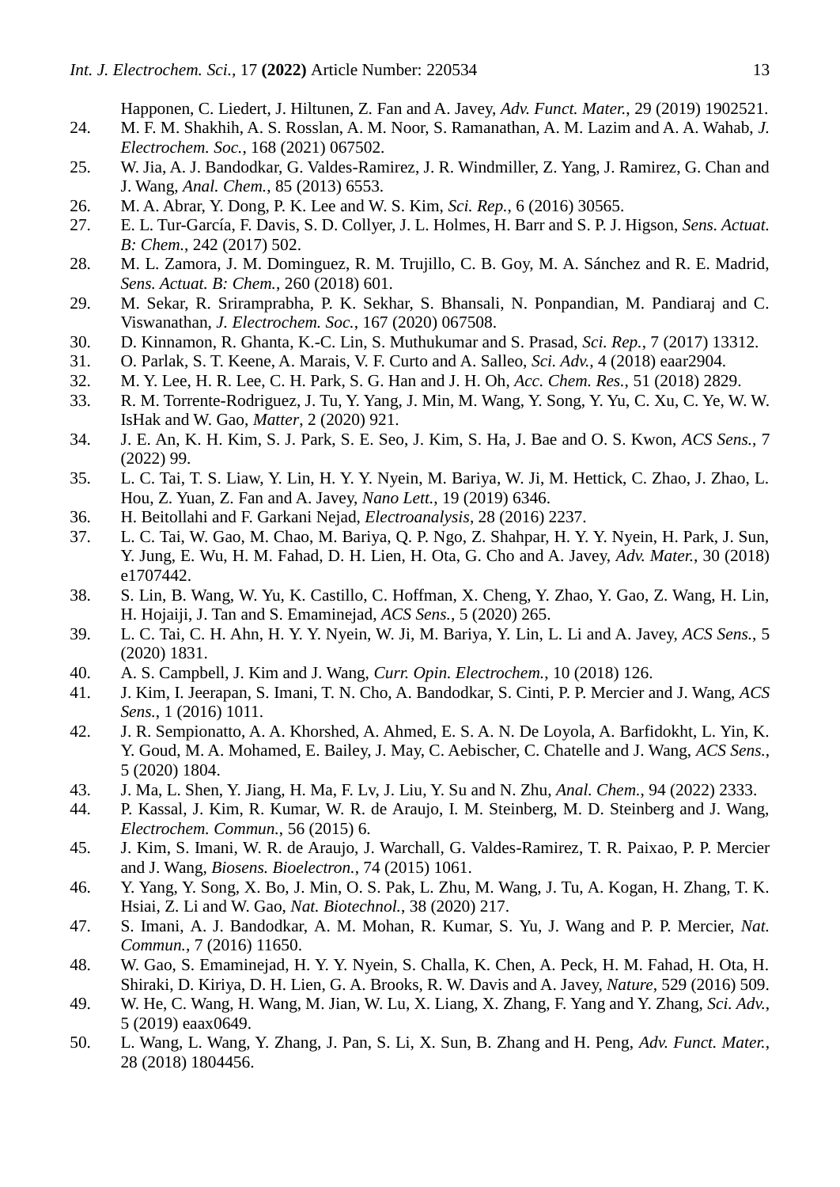Happonen, C. Liedert, J. Hiltunen, Z. Fan and A. Javey, *Adv. Funct. Mater.*, 29 (2019) 1902521.

24. M. F. M. Shakhih, A. S. Rosslan, A. M. Noor, S. Ramanathan, A. M. Lazim and A. A. Wahab, *J. Electrochem. Soc.*, 168 (2021) 067502.
25. W. Jia, A. J. Bandodkar, G. Valdes-Ramirez, J. R. Windmiller, Z. Yang, J. Ramirez, G. Chan and J. Wang, *Anal. Chem.*, 85 (2013) 6553.
26. M. A. Abrar, Y. Dong, P. K. Lee and W. S. Kim, *Sci. Rep.*, 6 (2016) 30565.
27. E. L. Tur-García, F. Davis, S. D. Collyer, J. L. Holmes, H. Barr and S. P. J. Higson, *Sens. Actuat. B: Chem.*, 242 (2017) 502.
28. M. L. Zamora, J. M. Dominguez, R. M. Trujillo, C. B. Goy, M. A. Sánchez and R. E. Madrid, *Sens. Actuat. B: Chem.*, 260 (2018) 601.
29. M. Sekar, R. Sriramprabha, P. K. Sekhar, S. Bhansali, N. Ponpandian, M. Pandiaraj and C. Viswanathan, *J. Electrochem. Soc.*, 167 (2020) 067508.
30. D. Kinnamon, R. Ghanta, K.-C. Lin, S. Muthukumar and S. Prasad, *Sci. Rep.*, 7 (2017) 13312.
31. O. Parlak, S. T. Keene, A. Marais, V. F. Curto and A. Salleo, *Sci. Adv.*, 4 (2018) eaar2904.
32. M. Y. Lee, H. R. Lee, C. H. Park, S. G. Han and J. H. Oh, *Acc. Chem. Res.*, 51 (2018) 2829.
33. R. M. Torrente-Rodriguez, J. Tu, Y. Yang, J. Min, M. Wang, Y. Song, Y. Yu, C. Xu, C. Ye, W. W. IsHak and W. Gao, *Matter*, 2 (2020) 921.
34. J. E. An, K. H. Kim, S. J. Park, S. E. Seo, J. Kim, S. Ha, J. Bae and O. S. Kwon, *ACS Sens.*, 7 (2022) 99.
35. L. C. Tai, T. S. Liaw, Y. Lin, H. Y. Y. Nyein, M. Bariya, W. Ji, M. Hettick, C. Zhao, J. Zhao, L. Hou, Z. Yuan, Z. Fan and A. Javey, *Nano Lett.*, 19 (2019) 6346.
36. H. Beitollahi and F. Garkani Nejad, *Electroanalysis*, 28 (2016) 2237.
37. L. C. Tai, W. Gao, M. Chao, M. Bariya, Q. P. Ngo, Z. Shahpar, H. Y. Y. Nyein, H. Park, J. Sun, Y. Jung, E. Wu, H. M. Fahad, D. H. Lien, H. Ota, G. Cho and A. Javey, *Adv. Mater.*, 30 (2018) e1707442.
38. S. Lin, B. Wang, W. Yu, K. Castillo, C. Hoffman, X. Cheng, Y. Zhao, Y. Gao, Z. Wang, H. Lin, H. Hojaiji, J. Tan and S. Emaminejad, *ACS Sens.*, 5 (2020) 265.
39. L. C. Tai, C. H. Ahn, H. Y. Y. Nyein, W. Ji, M. Bariya, Y. Lin, L. Li and A. Javey, *ACS Sens.*, 5 (2020) 1831.
40. A. S. Campbell, J. Kim and J. Wang, *Curr. Opin. Electrochem.*, 10 (2018) 126.
41. J. Kim, I. Jeerapan, S. Imani, T. N. Cho, A. Bandodkar, S. Cinti, P. P. Mercier and J. Wang, *ACS Sens.*, 1 (2016) 1011.
42. J. R. Sempionatto, A. A. Khorshed, A. Ahmed, E. S. A. N. De Loyola, A. Barfidokht, L. Yin, K. Y. Goud, M. A. Mohamed, E. Bailey, J. May, C. Aebischer, C. Chatelle and J. Wang, *ACS Sens.*, 5 (2020) 1804.
43. J. Ma, L. Shen, Y. Jiang, H. Ma, F. Lv, J. Liu, Y. Su and N. Zhu, *Anal. Chem.*, 94 (2022) 2333.
44. P. Kassal, J. Kim, R. Kumar, W. R. de Araujo, I. M. Steinberg, M. D. Steinberg and J. Wang, *Electrochem. Commun.*, 56 (2015) 6.
45. J. Kim, S. Imani, W. R. de Araujo, J. Warchall, G. Valdes-Ramirez, T. R. Paixao, P. P. Mercier and J. Wang, *Biosens. Bioelectron.*, 74 (2015) 1061.
46. Y. Yang, Y. Song, X. Bo, J. Min, O. S. Pak, L. Zhu, M. Wang, J. Tu, A. Kogan, H. Zhang, T. K. Hsiai, Z. Li and W. Gao, *Nat. Biotechnol.*, 38 (2020) 217.
47. S. Imani, A. J. Bandodkar, A. M. Mohan, R. Kumar, S. Yu, J. Wang and P. P. Mercier, *Nat. Commun.*, 7 (2016) 11650.
48. W. Gao, S. Emaminejad, H. Y. Y. Nyein, S. Challa, K. Chen, A. Peck, H. M. Fahad, H. Ota, H. Shiraki, D. Kiriya, D. H. Lien, G. A. Brooks, R. W. Davis and A. Javey, *Nature*, 529 (2016) 509.
49. W. He, C. Wang, H. Wang, M. Jian, W. Lu, X. Liang, X. Zhang, F. Yang and Y. Zhang, *Sci. Adv.*, 5 (2019) eaax0649.
50. L. Wang, L. Wang, Y. Zhang, J. Pan, S. Li, X. Sun, B. Zhang and H. Peng, *Adv. Funct. Mater.*, 28 (2018) 1804456.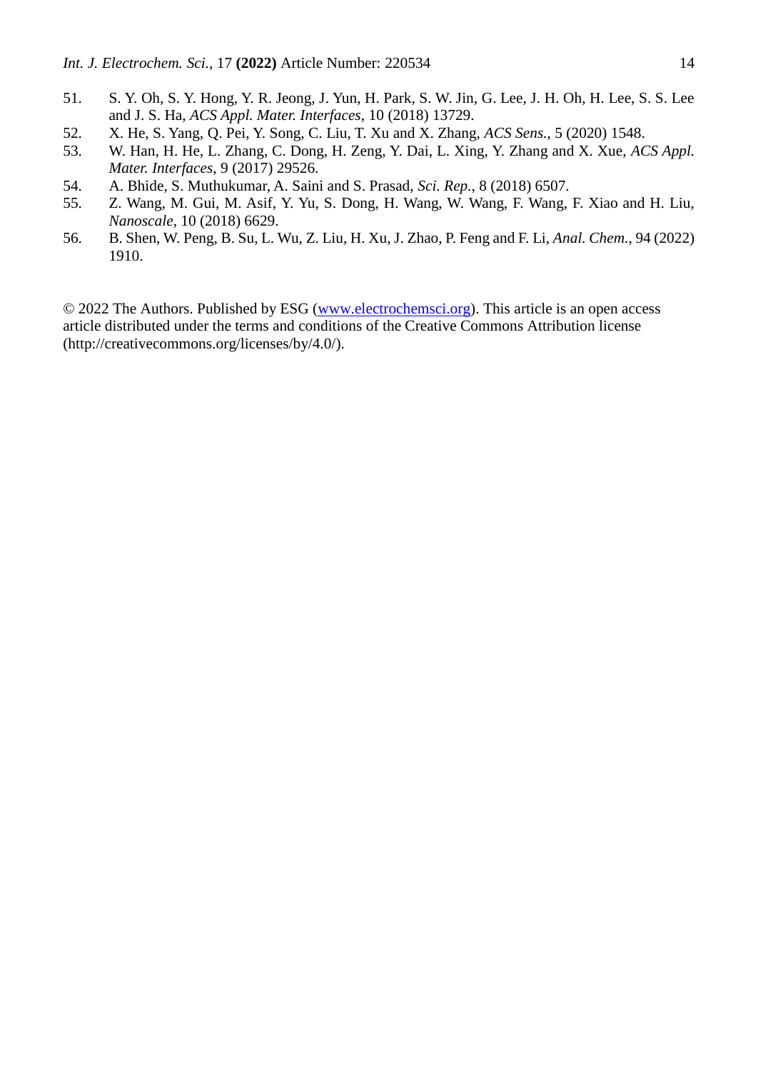51. S. Y. Oh, S. Y. Hong, Y. R. Jeong, J. Yun, H. Park, S. W. Jin, G. Lee, J. H. Oh, H. Lee, S. S. Lee and J. S. Ha, *ACS Appl. Mater. Interfaces*, 10 (2018) 13729.
52. X. He, S. Yang, Q. Pei, Y. Song, C. Liu, T. Xu and X. Zhang, *ACS Sens.*, 5 (2020) 1548.
53. W. Han, H. He, L. Zhang, C. Dong, H. Zeng, Y. Dai, L. Xing, Y. Zhang and X. Xue, *ACS Appl. Mater. Interfaces*, 9 (2017) 29526.
54. A. Bhide, S. Muthukumar, A. Saini and S. Prasad, *Sci. Rep.*, 8 (2018) 6507.
55. Z. Wang, M. Gui, M. Asif, Y. Yu, S. Dong, H. Wang, W. Wang, F. Wang, F. Xiao and H. Liu, *Nanoscale*, 10 (2018) 6629.
56. B. Shen, W. Peng, B. Su, L. Wu, Z. Liu, H. Xu, J. Zhao, P. Feng and F. Li, *Anal. Chem.*, 94 (2022) 1910.

© 2022 The Authors. Published by ESG (www.electrochemsci.org). This article is an open access article distributed under the terms and conditions of the Creative Commons Attribution license (http://creativecommons.org/licenses/by/4.0/).